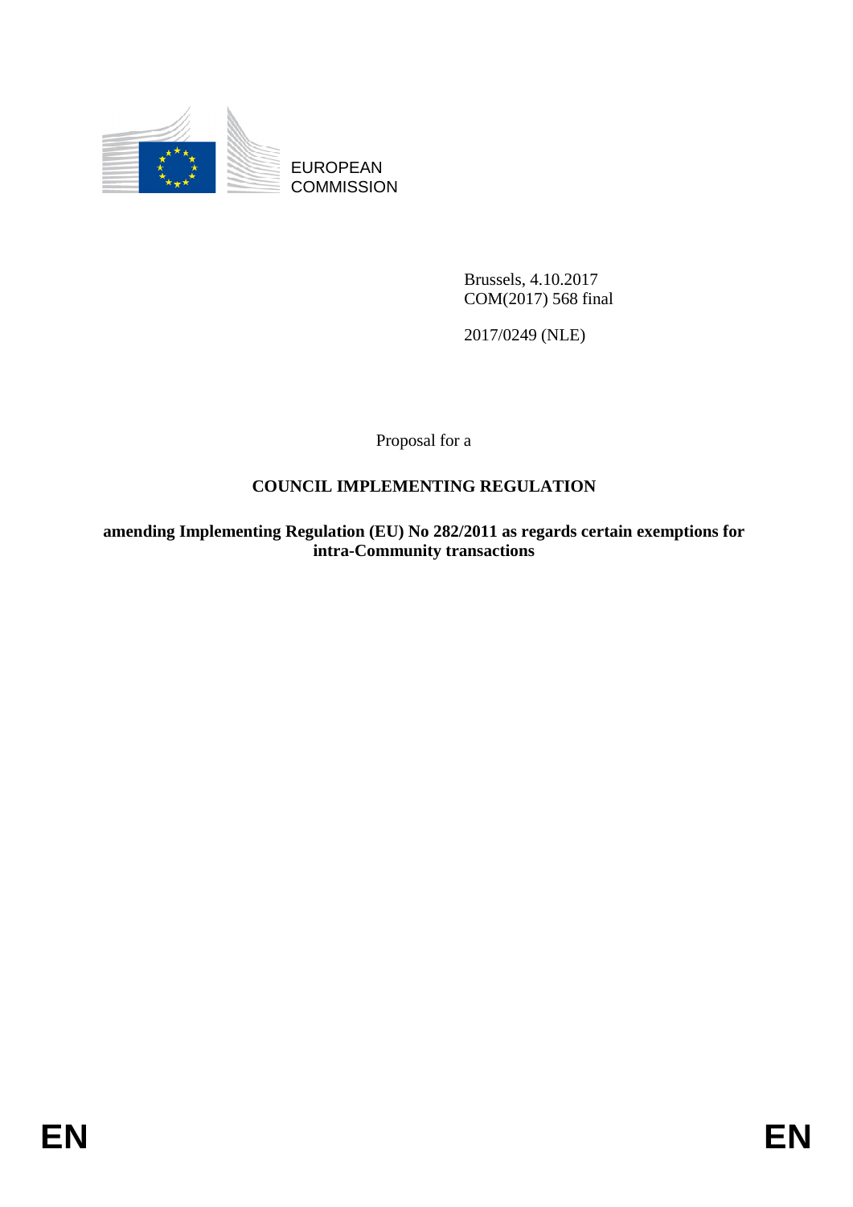EUROPEAN COMMISSION

Brussels, 4.10.2017
COM(2017) 568 final

2017/0249 (NLE)

Proposal for a

**COUNCIL IMPLEMENTING REGULATION**

**amending Implementing Regulation (EU) No 282/2011 as regards certain exemptions for intra-Community transactions**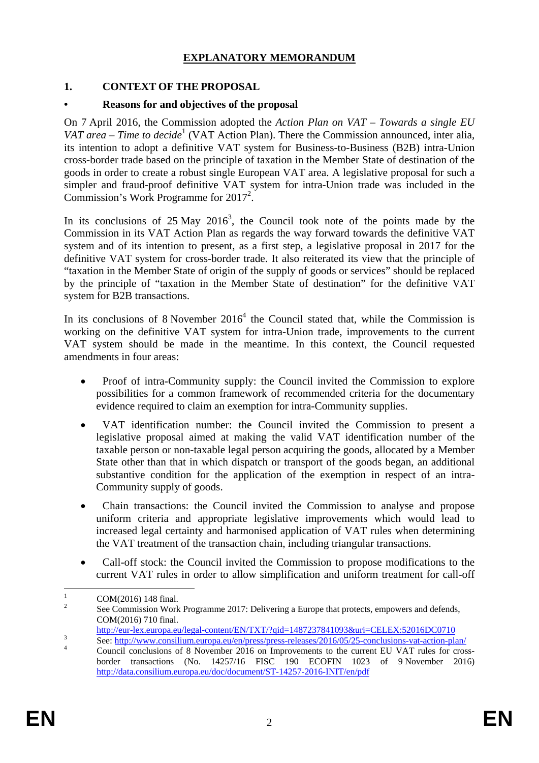# EXPLANATORY MEMORANDUM

## 1. CONTEXT OF THE PROPOSAL

### • Reasons for and objectives of the proposal

On 7 April 2016, the Commission adopted the *Action Plan on VAT – Towards a single EU VAT area – Time to decide*[1] (VAT Action Plan). There the Commission announced, inter alia, its intention to adopt a definitive VAT system for Business-to-Business (B2B) intra-Union cross-border trade based on the principle of taxation in the Member State of destination of the goods in order to create a robust single European VAT area. A legislative proposal for such a simpler and fraud-proof definitive VAT system for intra-Union trade was included in the Commission's Work Programme for 2017[2].

In its conclusions of 25 May 2016[3], the Council took note of the points made by the Commission in its VAT Action Plan as regards the way forward towards the definitive VAT system and of its intention to present, as a first step, a legislative proposal in 2017 for the definitive VAT system for cross-border trade. It also reiterated its view that the principle of "taxation in the Member State of origin of the supply of goods or services" should be replaced by the principle of "taxation in the Member State of destination" for the definitive VAT system for B2B transactions.

In its conclusions of 8 November 2016[4] the Council stated that, while the Commission is working on the definitive VAT system for intra-Union trade, improvements to the current VAT system should be made in the meantime. In this context, the Council requested amendments in four areas:

- Proof of intra-Community supply: the Council invited the Commission to explore possibilities for a common framework of recommended criteria for the documentary evidence required to claim an exemption for intra-Community supplies.
- VAT identification number: the Council invited the Commission to present a legislative proposal aimed at making the valid VAT identification number of the taxable person or non-taxable legal person acquiring the goods, allocated by a Member State other than that in which dispatch or transport of the goods began, an additional substantive condition for the application of the exemption in respect of an intra-Community supply of goods.
- Chain transactions: the Council invited the Commission to analyse and propose uniform criteria and appropriate legislative improvements which would lead to increased legal certainty and harmonised application of VAT rules when determining the VAT treatment of the transaction chain, including triangular transactions.
- Call-off stock: the Council invited the Commission to propose modifications to the current VAT rules in order to allow simplification and uniform treatment for call-off

---

[1] COM(2016) 148 final.

[2] See Commission Work Programme 2017: Delivering a Europe that protects, empowers and defends, COM(2016) 710 final. http://eur-lex.europa.eu/legal-content/EN/TXT/?qid=1487237841093&uri=CELEX:52016DC0710

[3] See: http://www.consilium.europa.eu/en/press/press-releases/2016/05/25-conclusions-vat-action-plan/

[4] Council conclusions of 8 November 2016 on Improvements to the current EU VAT rules for cross-border transactions (No. 14257/16 FISC 190 ECOFIN 1023 of 9 November 2016) http://data.consilium.europa.eu/doc/document/ST-14257-2016-INIT/en/pdf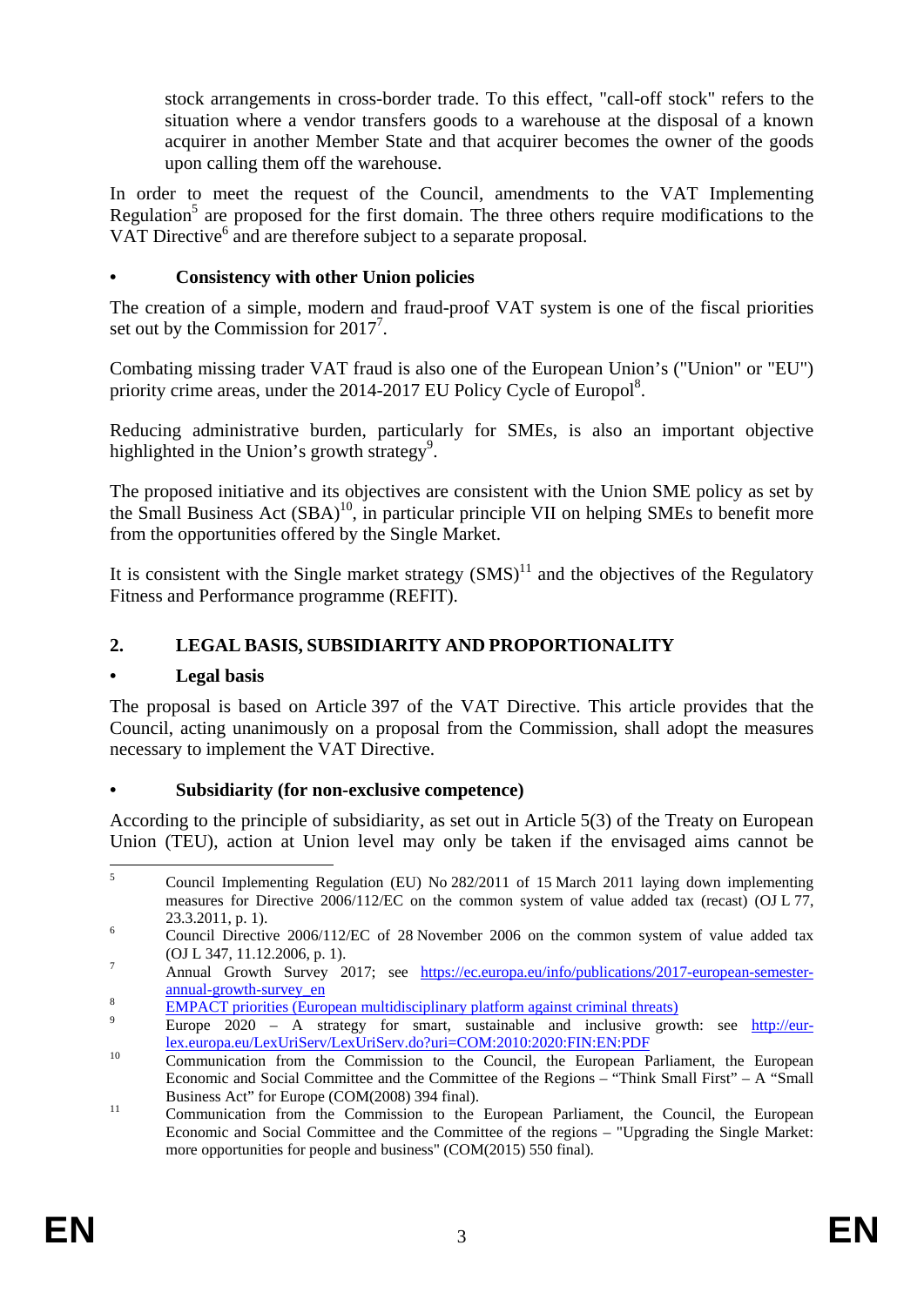stock arrangements in cross-border trade. To this effect, "call-off stock" refers to the situation where a vendor transfers goods to a warehouse at the disposal of a known acquirer in another Member State and that acquirer becomes the owner of the goods upon calling them off the warehouse.

In order to meet the request of the Council, amendments to the VAT Implementing Regulation[5] are proposed for the first domain. The three others require modifications to the VAT Directive[6] and are therefore subject to a separate proposal.

- **Consistency with other Union policies**

The creation of a simple, modern and fraud-proof VAT system is one of the fiscal priorities set out by the Commission for 2017[7].

Combating missing trader VAT fraud is also one of the European Union's ("Union" or "EU") priority crime areas, under the 2014-2017 EU Policy Cycle of Europol[8].

Reducing administrative burden, particularly for SMEs, is also an important objective highlighted in the Union's growth strategy[9].

The proposed initiative and its objectives are consistent with the Union SME policy as set by the Small Business Act (SBA)[10], in particular principle VII on helping SMEs to benefit more from the opportunities offered by the Single Market.

It is consistent with the Single market strategy (SMS)[11] and the objectives of the Regulatory Fitness and Performance programme (REFIT).

## 2. LEGAL BASIS, SUBSIDIARITY AND PROPORTIONALITY

- **Legal basis**

The proposal is based on Article 397 of the VAT Directive. This article provides that the Council, acting unanimously on a proposal from the Commission, shall adopt the measures necessary to implement the VAT Directive.

- **Subsidiarity (for non-exclusive competence)**

According to the principle of subsidiarity, as set out in Article 5(3) of the Treaty on European Union (TEU), action at Union level may only be taken if the envisaged aims cannot be

---

[5] Council Implementing Regulation (EU) No 282/2011 of 15 March 2011 laying down implementing measures for Directive 2006/112/EC on the common system of value added tax (recast) (OJ L 77, 23.3.2011, p. 1).

[6] Council Directive 2006/112/EC of 28 November 2006 on the common system of value added tax (OJ L 347, 11.12.2006, p. 1).

[7] Annual Growth Survey 2017; see https://ec.europa.eu/info/publications/2017-european-semester-annual-growth-survey_en

[8] EMPACT priorities (European multidisciplinary platform against criminal threats)

[9] Europe 2020 – A strategy for smart, sustainable and inclusive growth: see http://eur-lex.europa.eu/LexUriServ/LexUriServ.do?uri=COM:2010:2020:FIN:EN:PDF

[10] Communication from the Commission to the Council, the European Parliament, the European Economic and Social Committee and the Committee of the Regions – "Think Small First" – A "Small Business Act" for Europe (COM(2008) 394 final).

[11] Communication from the Commission to the European Parliament, the Council, the European Economic and Social Committee and the Committee of the regions - "Upgrading the Single Market: more opportunities for people and business" (COM(2015) 550 final).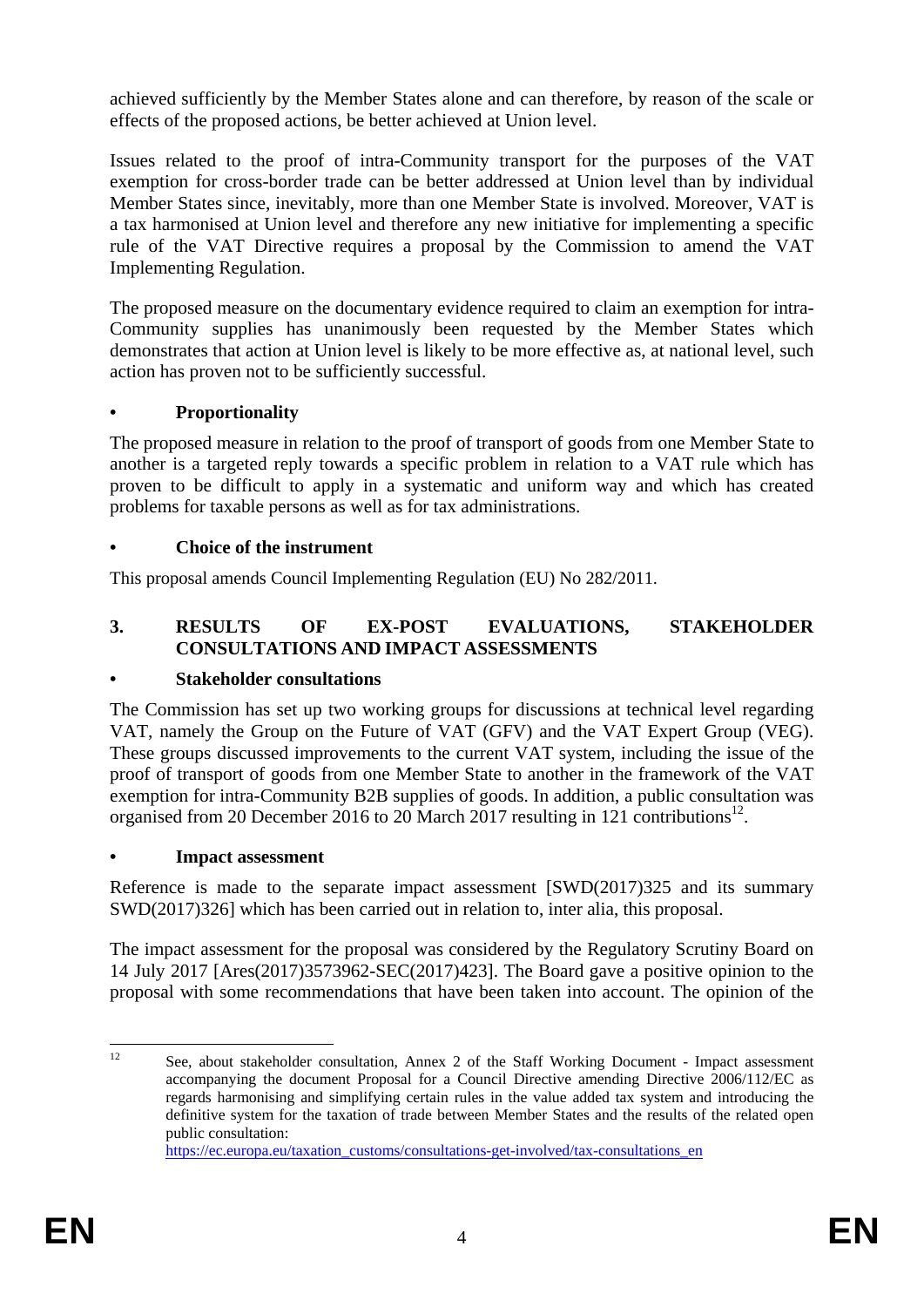achieved sufficiently by the Member States alone and can therefore, by reason of the scale or effects of the proposed actions, be better achieved at Union level.

Issues related to the proof of intra-Community transport for the purposes of the VAT exemption for cross-border trade can be better addressed at Union level than by individual Member States since, inevitably, more than one Member State is involved. Moreover, VAT is a tax harmonised at Union level and therefore any new initiative for implementing a specific rule of the VAT Directive requires a proposal by the Commission to amend the VAT Implementing Regulation.

The proposed measure on the documentary evidence required to claim an exemption for intra-Community supplies has unanimously been requested by the Member States which demonstrates that action at Union level is likely to be more effective as, at national level, such action has proven not to be sufficiently successful.

- **Proportionality**

The proposed measure in relation to the proof of transport of goods from one Member State to another is a targeted reply towards a specific problem in relation to a VAT rule which has proven to be difficult to apply in a systematic and uniform way and which has created problems for taxable persons as well as for tax administrations.

- **Choice of the instrument**

This proposal amends Council Implementing Regulation (EU) No 282/2011.

## 3. RESULTS OF EX-POST EVALUATIONS, STAKEHOLDER CONSULTATIONS AND IMPACT ASSESSMENTS

- **Stakeholder consultations**

The Commission has set up two working groups for discussions at technical level regarding VAT, namely the Group on the Future of VAT (GFV) and the VAT Expert Group (VEG). These groups discussed improvements to the current VAT system, including the issue of the proof of transport of goods from one Member State to another in the framework of the VAT exemption for intra-Community B2B supplies of goods. In addition, a public consultation was organised from 20 December 2016 to 20 March 2017 resulting in 121 contributions[12].

- **Impact assessment**

Reference is made to the separate impact assessment [SWD(2017)325 and its summary SWD(2017)326] which has been carried out in relation to, inter alia, this proposal.

The impact assessment for the proposal was considered by the Regulatory Scrutiny Board on 14 July 2017 [Ares(2017)3573962-SEC(2017)423]. The Board gave a positive opinion to the proposal with some recommendations that have been taken into account. The opinion of the

---

[12] See, about stakeholder consultation, Annex 2 of the Staff Working Document - Impact assessment accompanying the document Proposal for a Council Directive amending Directive 2006/112/EC as regards harmonising and simplifying certain rules in the value added tax system and introducing the definitive system for the taxation of trade between Member States and the results of the related open public consultation: https://ec.europa.eu/taxation_customs/consultations-get-involved/tax-consultations_en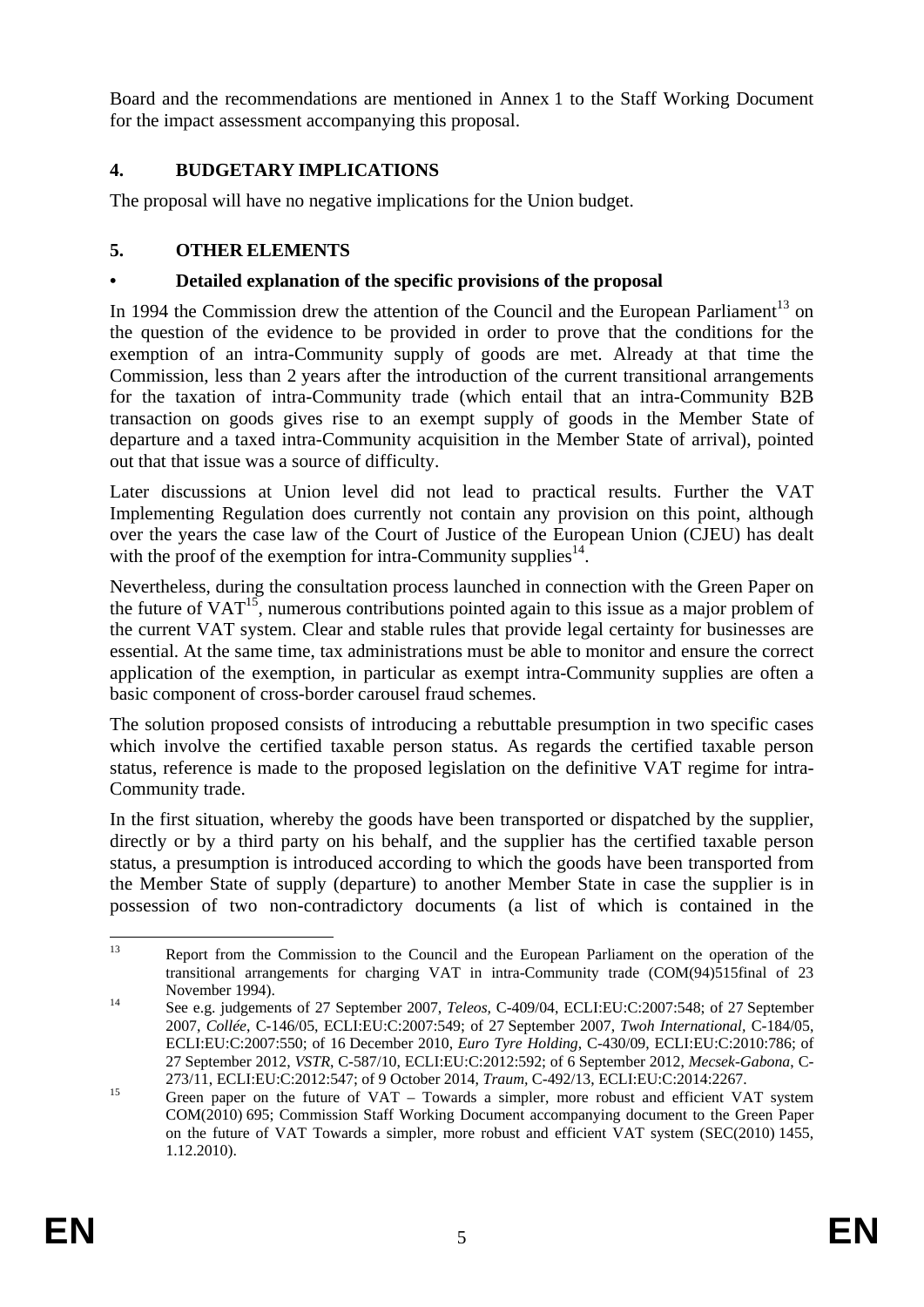Board and the recommendations are mentioned in Annex 1 to the Staff Working Document for the impact assessment accompanying this proposal.

## 4. BUDGETARY IMPLICATIONS

The proposal will have no negative implications for the Union budget.

## 5. OTHER ELEMENTS

### • Detailed explanation of the specific provisions of the proposal

In 1994 the Commission drew the attention of the Council and the European Parliament[13] on the question of the evidence to be provided in order to prove that the conditions for the exemption of an intra-Community supply of goods are met. Already at that time the Commission, less than 2 years after the introduction of the current transitional arrangements for the taxation of intra-Community trade (which entail that an intra-Community B2B transaction on goods gives rise to an exempt supply of goods in the Member State of departure and a taxed intra-Community acquisition in the Member State of arrival), pointed out that that issue was a source of difficulty.

Later discussions at Union level did not lead to practical results. Further the VAT Implementing Regulation does currently not contain any provision on this point, although over the years the case law of the Court of Justice of the European Union (CJEU) has dealt with the proof of the exemption for intra-Community supplies[14].

Nevertheless, during the consultation process launched in connection with the Green Paper on the future of VAT[15], numerous contributions pointed again to this issue as a major problem of the current VAT system. Clear and stable rules that provide legal certainty for businesses are essential. At the same time, tax administrations must be able to monitor and ensure the correct application of the exemption, in particular as exempt intra-Community supplies are often a basic component of cross-border carousel fraud schemes.

The solution proposed consists of introducing a rebuttable presumption in two specific cases which involve the certified taxable person status. As regards the certified taxable person status, reference is made to the proposed legislation on the definitive VAT regime for intra-Community trade.

In the first situation, whereby the goods have been transported or dispatched by the supplier, directly or by a third party on his behalf, and the supplier has the certified taxable person status, a presumption is introduced according to which the goods have been transported from the Member State of supply (departure) to another Member State in case the supplier is in possession of two non-contradictory documents (a list of which is contained in the

---

[13] Report from the Commission to the Council and the European Parliament on the operation of the transitional arrangements for charging VAT in intra-Community trade (COM(94)515final of 23 November 1994).

[14] See e.g. judgements of 27 September 2007, *Teleos*, C-409/04, ECLI:EU:C:2007:548; of 27 September 2007, *Collée*, C-146/05, ECLI:EU:C:2007:549; of 27 September 2007, *Twoh International*, C-184/05, ECLI:EU:C:2007:550; of 16 December 2010, *Euro Tyre Holding*, C-430/09, ECLI:EU:C:2010:786; of 27 September 2012, *VSTR*, C-587/10, ECLI:EU:C:2012:592; of 6 September 2012, *Mecsek-Gabona*, C-273/11, ECLI:EU:C:2012:547; of 9 October 2014, *Traum*, C-492/13, ECLI:EU:C:2014:2267.

[15] Green paper on the future of VAT – Towards a simpler, more robust and efficient VAT system COM(2010) 695; Commission Staff Working Document accompanying document to the Green Paper on the future of VAT Towards a simpler, more robust and efficient VAT system (SEC(2010) 1455, 1.12.2010).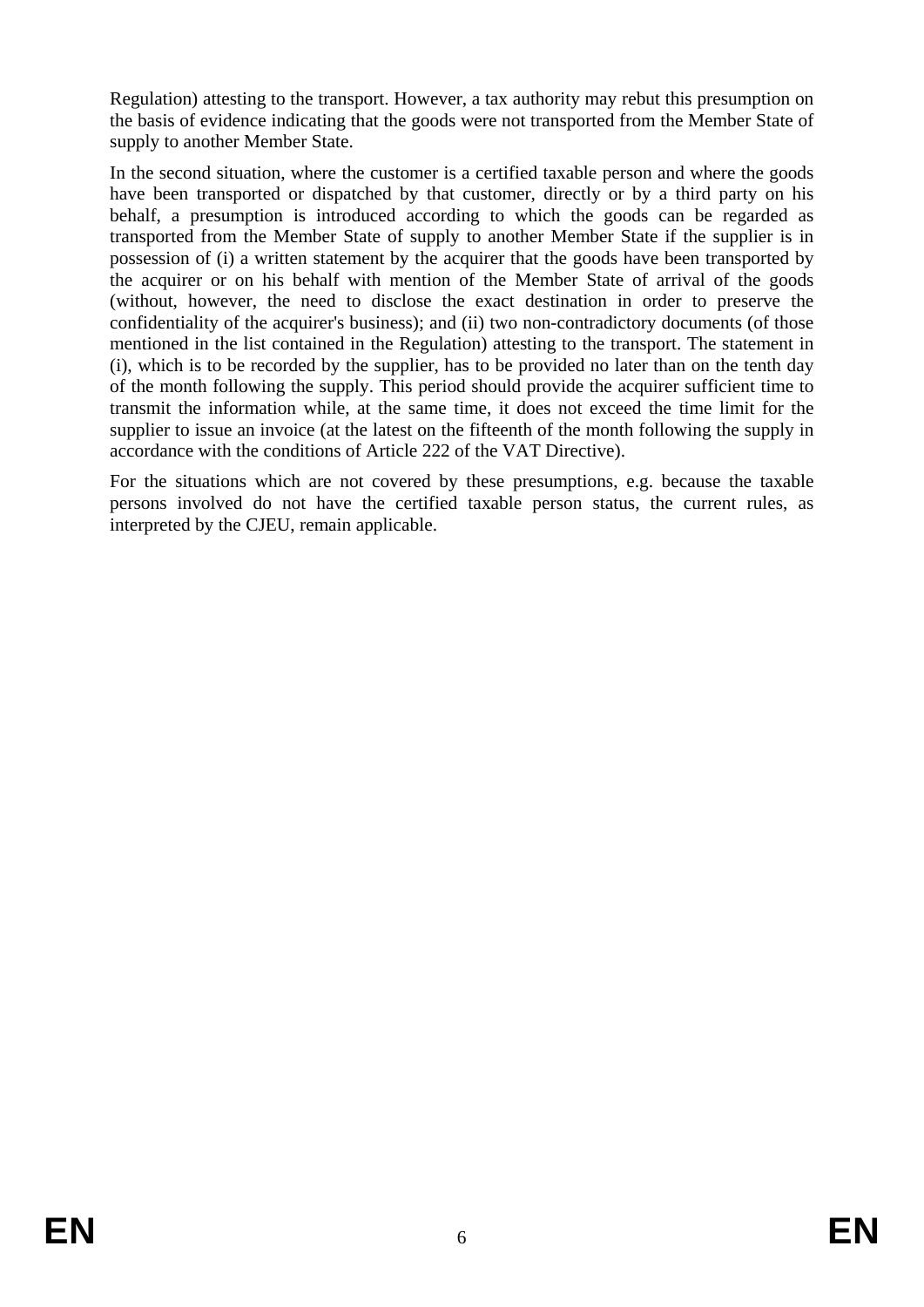Regulation) attesting to the transport. However, a tax authority may rebut this presumption on the basis of evidence indicating that the goods were not transported from the Member State of supply to another Member State.

In the second situation, where the customer is a certified taxable person and where the goods have been transported or dispatched by that customer, directly or by a third party on his behalf, a presumption is introduced according to which the goods can be regarded as transported from the Member State of supply to another Member State if the supplier is in possession of (i) a written statement by the acquirer that the goods have been transported by the acquirer or on his behalf with mention of the Member State of arrival of the goods (without, however, the need to disclose the exact destination in order to preserve the confidentiality of the acquirer's business); and (ii) two non-contradictory documents (of those mentioned in the list contained in the Regulation) attesting to the transport. The statement in (i), which is to be recorded by the supplier, has to be provided no later than on the tenth day of the month following the supply. This period should provide the acquirer sufficient time to transmit the information while, at the same time, it does not exceed the time limit for the supplier to issue an invoice (at the latest on the fifteenth of the month following the supply in accordance with the conditions of Article 222 of the VAT Directive).

For the situations which are not covered by these presumptions, e.g. because the taxable persons involved do not have the certified taxable person status, the current rules, as interpreted by the CJEU, remain applicable.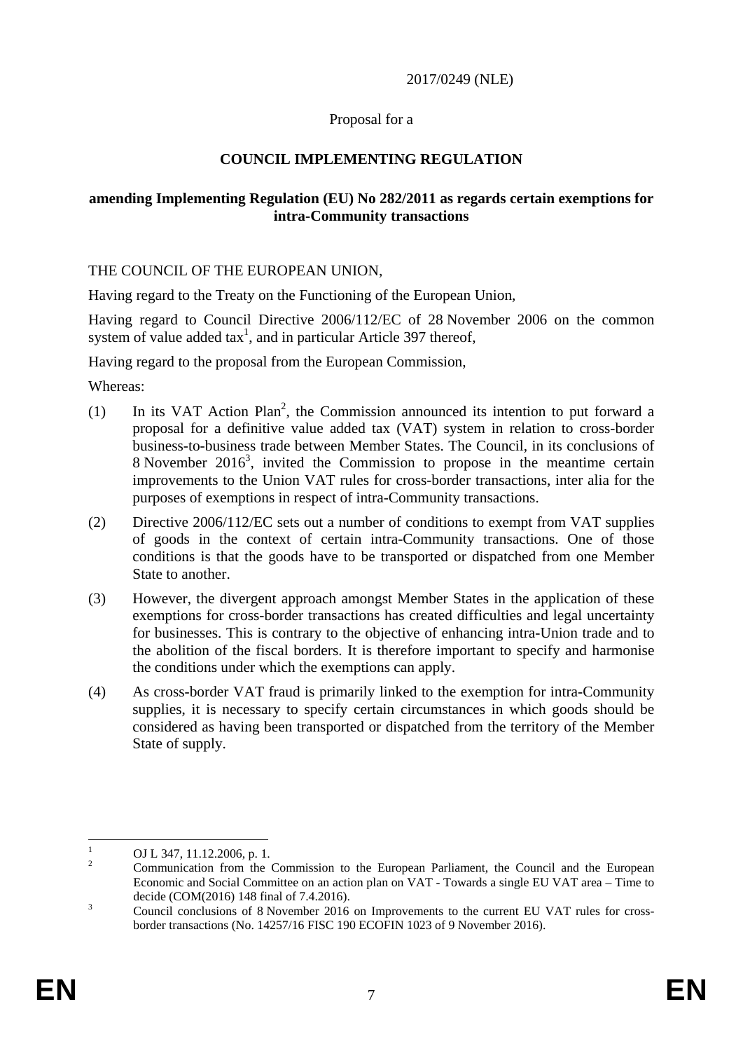2017/0249 (NLE)

Proposal for a

# COUNCIL IMPLEMENTING REGULATION

## amending Implementing Regulation (EU) No 282/2011 as regards certain exemptions for intra-Community transactions

THE COUNCIL OF THE EUROPEAN UNION,

Having regard to the Treaty on the Functioning of the European Union,

Having regard to Council Directive 2006/112/EC of 28 November 2006 on the common system of value added tax[1], and in particular Article 397 thereof,

Having regard to the proposal from the European Commission,

Whereas:

(1) In its VAT Action Plan[2], the Commission announced its intention to put forward a proposal for a definitive value added tax (VAT) system in relation to cross-border business-to-business trade between Member States. The Council, in its conclusions of 8 November 2016[3], invited the Commission to propose in the meantime certain improvements to the Union VAT rules for cross-border transactions, inter alia for the purposes of exemptions in respect of intra-Community transactions.

(2) Directive 2006/112/EC sets out a number of conditions to exempt from VAT supplies of goods in the context of certain intra-Community transactions. One of those conditions is that the goods have to be transported or dispatched from one Member State to another.

(3) However, the divergent approach amongst Member States in the application of these exemptions for cross-border transactions has created difficulties and legal uncertainty for businesses. This is contrary to the objective of enhancing intra-Union trade and to the abolition of the fiscal borders. It is therefore important to specify and harmonise the conditions under which the exemptions can apply.

(4) As cross-border VAT fraud is primarily linked to the exemption for intra-Community supplies, it is necessary to specify certain circumstances in which goods should be considered as having been transported or dispatched from the territory of the Member State of supply.

---

[1] OJ L 347, 11.12.2006, p. 1.

[2] Communication from the Commission to the European Parliament, the Council and the European Economic and Social Committee on an action plan on VAT - Towards a single EU VAT area – Time to decide (COM(2016) 148 final of 7.4.2016).

[3] Council conclusions of 8 November 2016 on Improvements to the current EU VAT rules for cross-border transactions (No. 14257/16 FISC 190 ECOFIN 1023 of 9 November 2016).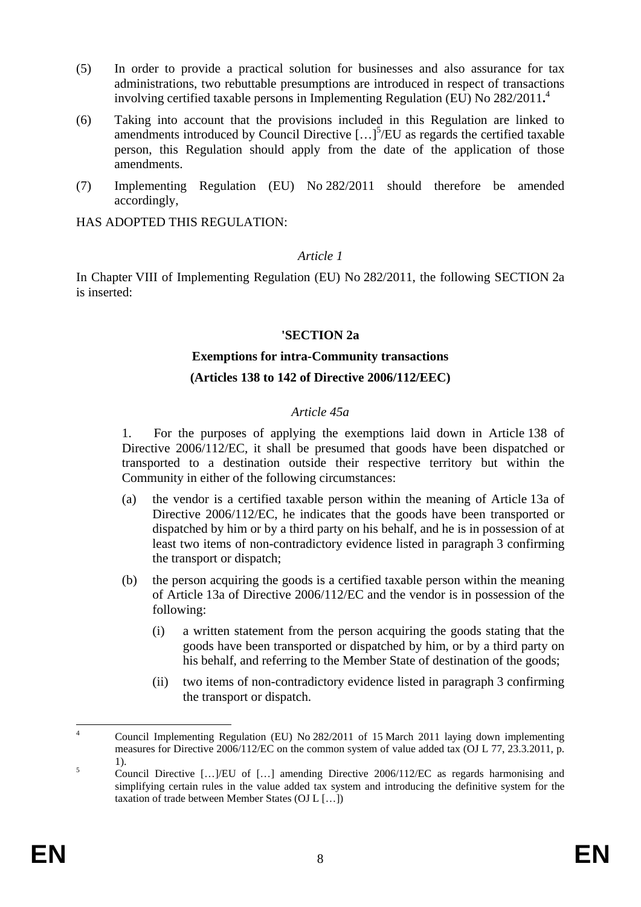(5) In order to provide a practical solution for businesses and also assurance for tax administrations, two rebuttable presumptions are introduced in respect of transactions involving certified taxable persons in Implementing Regulation (EU) No 282/2011.[4]

(6) Taking into account that the provisions included in this Regulation are linked to amendments introduced by Council Directive […][5]/EU as regards the certified taxable person, this Regulation should apply from the date of the application of those amendments.

(7) Implementing Regulation (EU) No 282/2011 should therefore be amended accordingly,

HAS ADOPTED THIS REGULATION:

*Article 1*

In Chapter VIII of Implementing Regulation (EU) No 282/2011, the following SECTION 2a is inserted:

**'SECTION 2a**

**Exemptions for intra-Community transactions**

**(Articles 138 to 142 of Directive 2006/112/EEC)**

*Article 45a*

1. For the purposes of applying the exemptions laid down in Article 138 of Directive 2006/112/EC, it shall be presumed that goods have been dispatched or transported to a destination outside their respective territory but within the Community in either of the following circumstances:

(a) the vendor is a certified taxable person within the meaning of Article 13a of Directive 2006/112/EC, he indicates that the goods have been transported or dispatched by him or by a third party on his behalf, and he is in possession of at least two items of non-contradictory evidence listed in paragraph 3 confirming the transport or dispatch;

(b) the person acquiring the goods is a certified taxable person within the meaning of Article 13a of Directive 2006/112/EC and the vendor is in possession of the following:

(i) a written statement from the person acquiring the goods stating that the goods have been transported or dispatched by him, or by a third party on his behalf, and referring to the Member State of destination of the goods;

(ii) two items of non-contradictory evidence listed in paragraph 3 confirming the transport or dispatch.

---

[4] Council Implementing Regulation (EU) No 282/2011 of 15 March 2011 laying down implementing measures for Directive 2006/112/EC on the common system of value added tax (OJ L 77, 23.3.2011, p. 1).

[5] Council Directive […]/EU of […] amending Directive 2006/112/EC as regards harmonising and simplifying certain rules in the value added tax system and introducing the definitive system for the taxation of trade between Member States (OJ L […])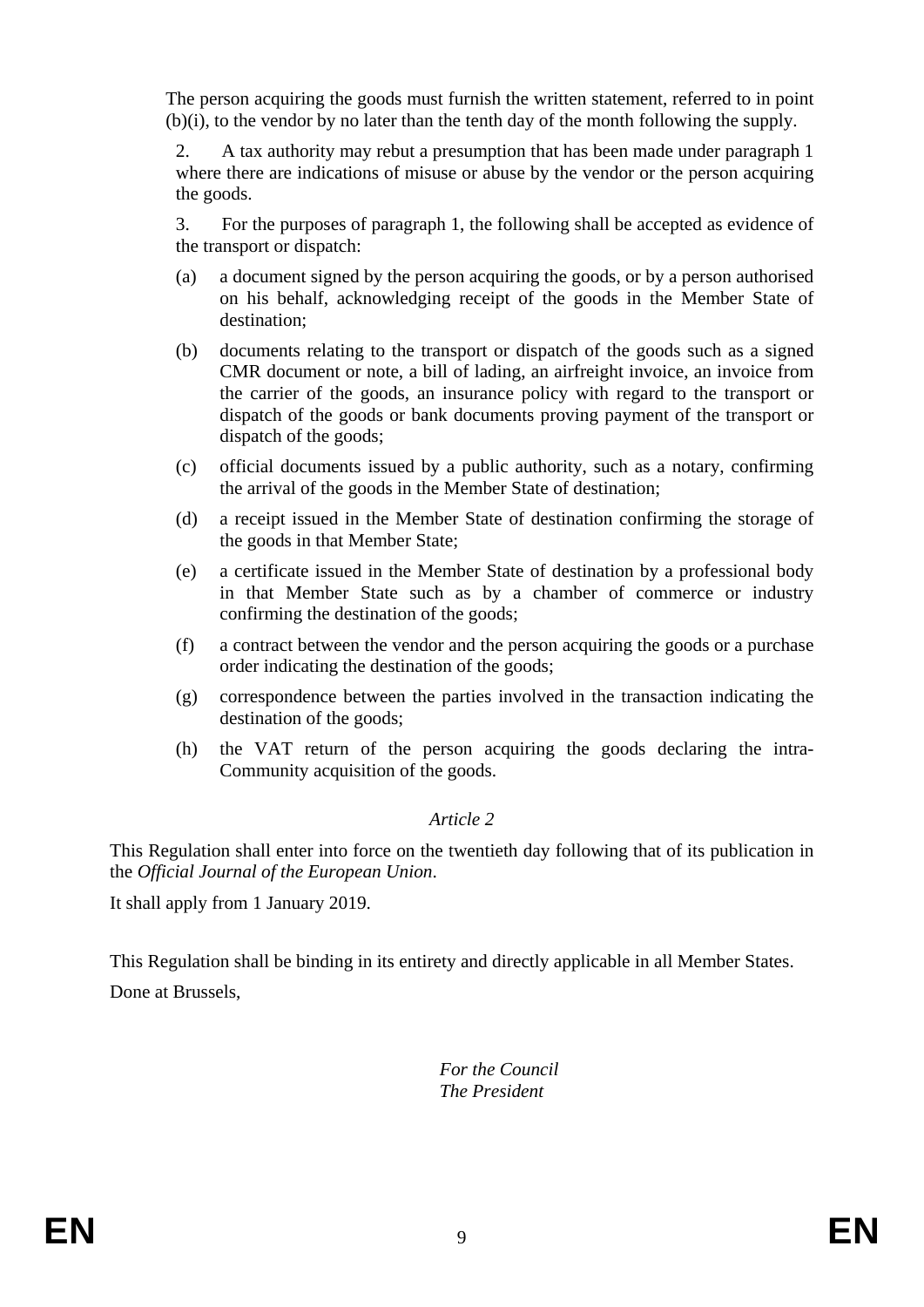The person acquiring the goods must furnish the written statement, referred to in point (b)(i), to the vendor by no later than the tenth day of the month following the supply.

2. A tax authority may rebut a presumption that has been made under paragraph 1 where there are indications of misuse or abuse by the vendor or the person acquiring the goods.

3. For the purposes of paragraph 1, the following shall be accepted as evidence of the transport or dispatch:

(a) a document signed by the person acquiring the goods, or by a person authorised on his behalf, acknowledging receipt of the goods in the Member State of destination;

(b) documents relating to the transport or dispatch of the goods such as a signed CMR document or note, a bill of lading, an airfreight invoice, an invoice from the carrier of the goods, an insurance policy with regard to the transport or dispatch of the goods or bank documents proving payment of the transport or dispatch of the goods;

(c) official documents issued by a public authority, such as a notary, confirming the arrival of the goods in the Member State of destination;

(d) a receipt issued in the Member State of destination confirming the storage of the goods in that Member State;

(e) a certificate issued in the Member State of destination by a professional body in that Member State such as by a chamber of commerce or industry confirming the destination of the goods;

(f) a contract between the vendor and the person acquiring the goods or a purchase order indicating the destination of the goods;

(g) correspondence between the parties involved in the transaction indicating the destination of the goods;

(h) the VAT return of the person acquiring the goods declaring the intra-Community acquisition of the goods.

*Article 2*

This Regulation shall enter into force on the twentieth day following that of its publication in the *Official Journal of the European Union*.

It shall apply from 1 January 2019.

This Regulation shall be binding in its entirety and directly applicable in all Member States.

Done at Brussels,

*For the Council*
*The President*